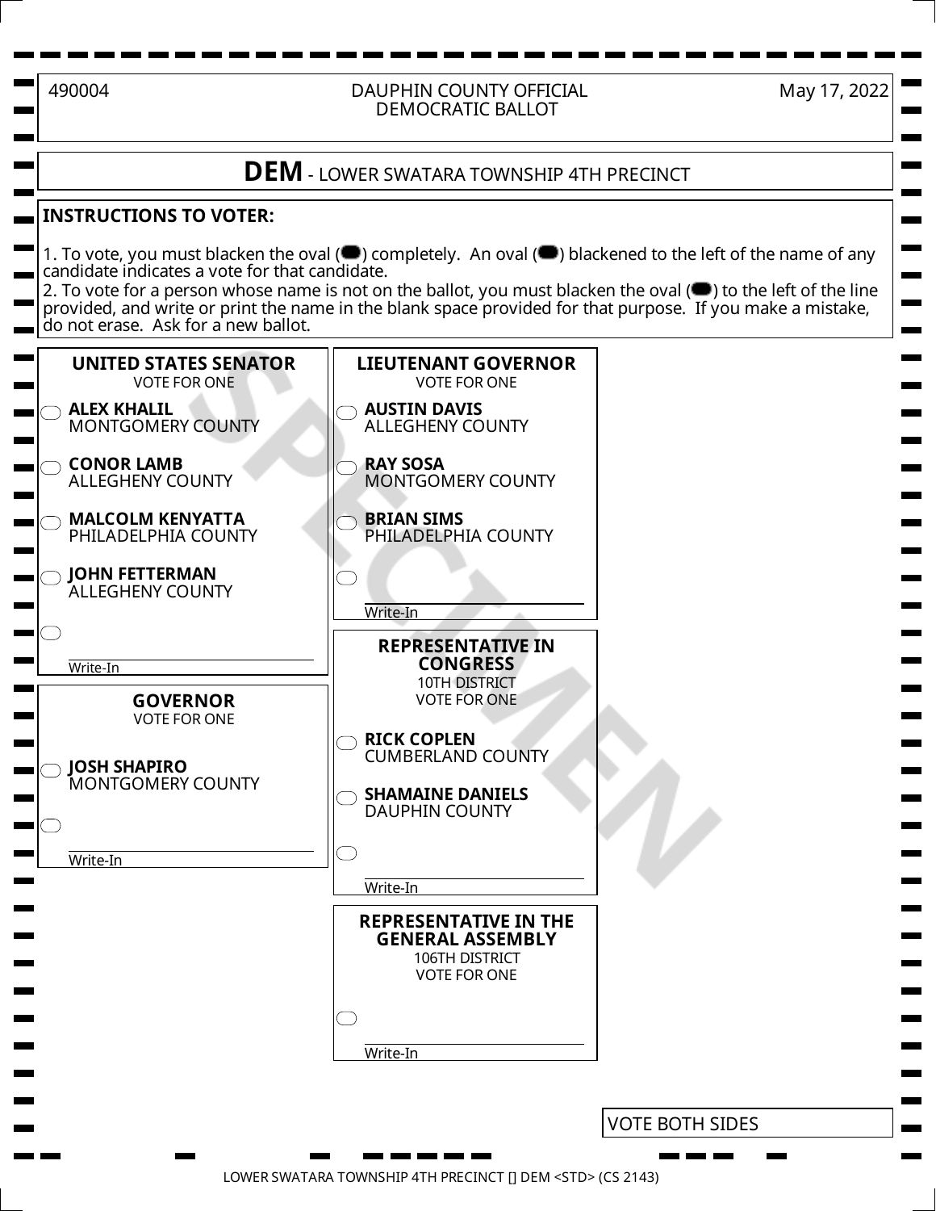490004

DAUPHIN COUNTY OFFICIAL
DEMOCRATIC BALLOT

May 17, 2022

# DEM - LOWER SWATARA TOWNSHIP 4TH PRECINCT

**INSTRUCTIONS TO VOTER:**

1. To vote, you must blacken the oval (⬬) completely. An oval (⬬) blackened to the left of the name of any candidate indicates a vote for that candidate.
2. To vote for a person whose name is not on the ballot, you must blacken the oval (⬬) to the left of the line provided, and write or print the name in the blank space provided for that purpose. If you make a mistake, do not erase. Ask for a new ballot.

## UNITED STATES SENATOR
VOTE FOR ONE

- ⬭ **ALEX KHALIL** MONTGOMERY COUNTY
- ⬭ **CONOR LAMB** ALLEGHENY COUNTY
- ⬭ **MALCOLM KENYATTA** PHILADELPHIA COUNTY
- ⬭ **JOHN FETTERMAN** ALLEGHENY COUNTY
- ⬭ ______________ Write-In

## GOVERNOR
VOTE FOR ONE

- ⬭ **JOSH SHAPIRO** MONTGOMERY COUNTY
- ⬭ ______________ Write-In

## LIEUTENANT GOVERNOR
VOTE FOR ONE

- ⬭ **AUSTIN DAVIS** ALLEGHENY COUNTY
- ⬭ **RAY SOSA** MONTGOMERY COUNTY
- ⬭ **BRIAN SIMS** PHILADELPHIA COUNTY
- ⬭ ______________ Write-In

## REPRESENTATIVE IN CONGRESS
10TH DISTRICT
VOTE FOR ONE

- ⬭ **RICK COPLEN** CUMBERLAND COUNTY
- ⬭ **SHAMAINE DANIELS** DAUPHIN COUNTY
- ⬭ ______________ Write-In

## REPRESENTATIVE IN THE GENERAL ASSEMBLY
106TH DISTRICT
VOTE FOR ONE

- ⬭ ______________ Write-In

VOTE BOTH SIDES

LOWER SWATARA TOWNSHIP 4TH PRECINCT [] DEM <STD> (CS 2143)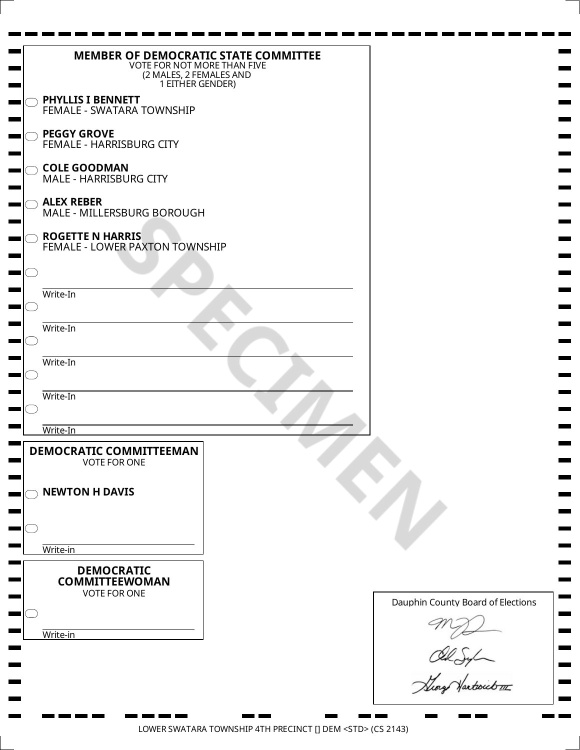## MEMBER OF DEMOCRATIC STATE COMMITTEE

VOTE FOR NOT MORE THAN FIVE
(2 MALES, 2 FEMALES AND
1 EITHER GENDER)

- **PHYLLIS I BENNETT**
  FEMALE - SWATARA TOWNSHIP
- **PEGGY GROVE**
  FEMALE - HARRISBURG CITY
- **COLE GOODMAN**
  MALE - HARRISBURG CITY
- **ALEX REBER**
  MALE - MILLERSBURG BOROUGH
- **ROGETTE N HARRIS**
  FEMALE - LOWER PAXTON TOWNSHIP
- Write-In
- Write-In
- Write-In
- Write-In
- Write-In

## DEMOCRATIC COMMITTEEMAN

VOTE FOR ONE

- **NEWTON H DAVIS**
- Write-in

## DEMOCRATIC COMMITTEEWOMAN

VOTE FOR ONE

- Write-in

Dauphin County Board of Elections

SPECIMEN

LOWER SWATARA TOWNSHIP 4TH PRECINCT [] DEM <STD> (CS 2143)